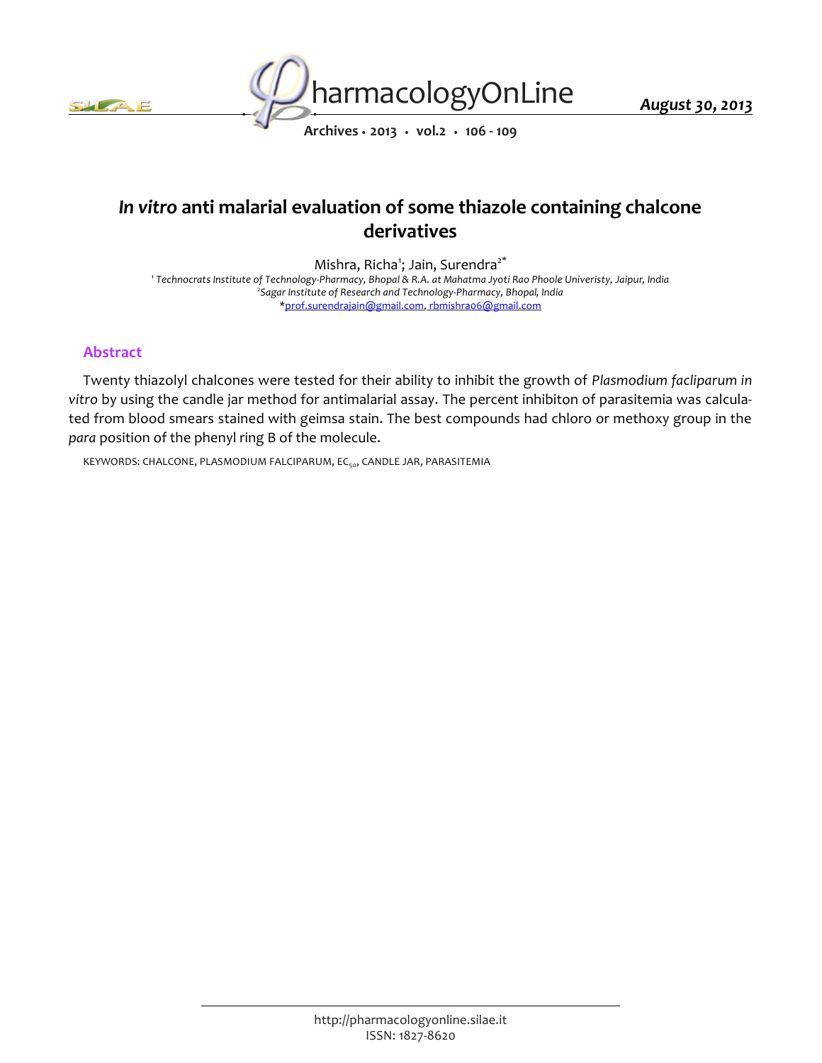# *In vitro* anti malarial evaluation of some thiazole containing chalcone derivatives

Mishra, Richa[1]; Jain, Surendra[2*]

[1] *Technocrats Institute of Technology-Pharmacy, Bhopal & R.A. at Mahatma Jyoti Rao Phoole Univeristy, Jaipur, India*
[2] *Sagar Institute of Research and Technology-Pharmacy, Bhopal, India*
*prof.surendrajain@gmail.com, rbmishra06@gmail.com

## Abstract

Twenty thiazolyl chalcones were tested for their ability to inhibit the growth of *Plasmodium facliparum in vitro* by using the candle jar method for antimalarial assay. The percent inhibiton of parasitemia was calculated from blood smears stained with geimsa stain. The best compounds had chloro or methoxy group in the *para* position of the phenyl ring B of the molecule.

KEYWORDS: CHALCONE, PLASMODIUM FALCIPARUM, $EC_{50}$, CANDLE JAR, PARASITEMIA

http://pharmacologyonline.silae.it
ISSN: 1827-8620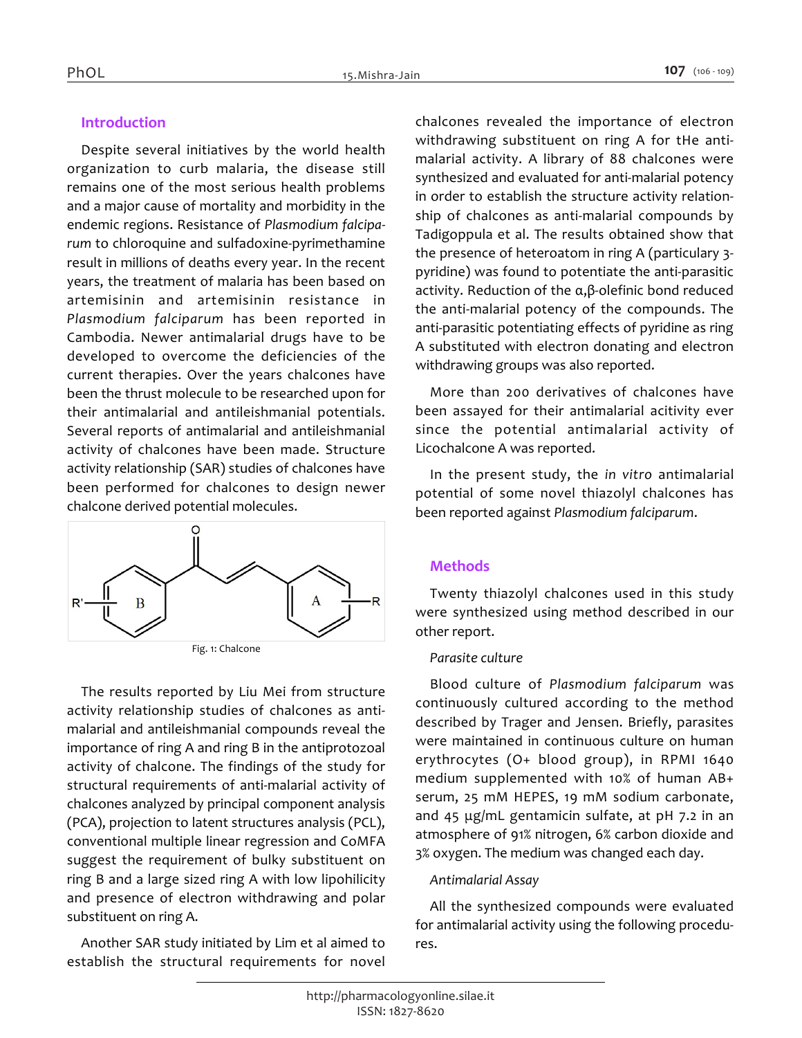## Introduction

Despite several initiatives by the world health organization to curb malaria, the disease still remains one of the most serious health problems and a major cause of mortality and morbidity in the endemic regions. Resistance of *Plasmodium falciparum* to chloroquine and sulfadoxine-pyrimethamine result in millions of deaths every year. In the recent years, the treatment of malaria has been based on artemisinin and artemisinin resistance in *Plasmodium falciparum* has been reported in Cambodia. Newer antimalarial drugs have to be developed to overcome the deficiencies of the current therapies. Over the years chalcones have been the thrust molecule to be researched upon for their antimalarial and antileishmanial potentials. Several reports of antimalarial and antileishmanial activity of chalcones have been made. Structure activity relationship (SAR) studies of chalcones have been performed for chalcones to design newer chalcone derived potential molecules.

Fig. 1: Chalcone

The results reported by Liu Mei from structure activity relationship studies of chalcones as antimalarial and antileishmanial compounds reveal the importance of ring A and ring B in the antiprotozoal activity of chalcone. The findings of the study for structural requirements of anti-malarial activity of chalcones analyzed by principal component analysis (PCA), projection to latent structures analysis (PCL), conventional multiple linear regression and CoMFA suggest the requirement of bulky substituent on ring B and a large sized ring A with low lipohilicity and presence of electron withdrawing and polar substituent on ring A.

Another SAR study initiated by Lim et al aimed to establish the structural requirements for novel chalcones revealed the importance of electron withdrawing substituent on ring A for tHe anti-malarial activity. A library of 88 chalcones were synthesized and evaluated for anti-malarial potency in order to establish the structure activity relationship of chalcones as anti-malarial compounds by Tadigoppula et al. The results obtained show that the presence of heteroatom in ring A (particulary 3-pyridine) was found to potentiate the anti-parasitic activity. Reduction of the α,β-olefinic bond reduced the anti-malarial potency of the compounds. The anti-parasitic potentiating effects of pyridine as ring A substituted with electron donating and electron withdrawing groups was also reported.

More than 200 derivatives of chalcones have been assayed for their antimalarial acitivity ever since the potential antimalarial activity of Licochalcone A was reported.

In the present study, the *in vitro* antimalarial potential of some novel thiazolyl chalcones has been reported against *Plasmodium falciparum*.

## Methods

Twenty thiazolyl chalcones used in this study were synthesized using method described in our other report.

### *Parasite culture*

Blood culture of *Plasmodium falciparum* was continuously cultured according to the method described by Trager and Jensen. Briefly, parasites were maintained in continuous culture on human erythrocytes (O+ blood group), in RPMI 1640 medium supplemented with 10% of human AB+ serum, 25 mM HEPES, 19 mM sodium carbonate, and 45 µg/mL gentamicin sulfate, at pH 7.2 in an atmosphere of 91% nitrogen, 6% carbon dioxide and 3% oxygen. The medium was changed each day.

### *Antimalarial Assay*

All the synthesized compounds were evaluated for antimalarial activity using the following procedures.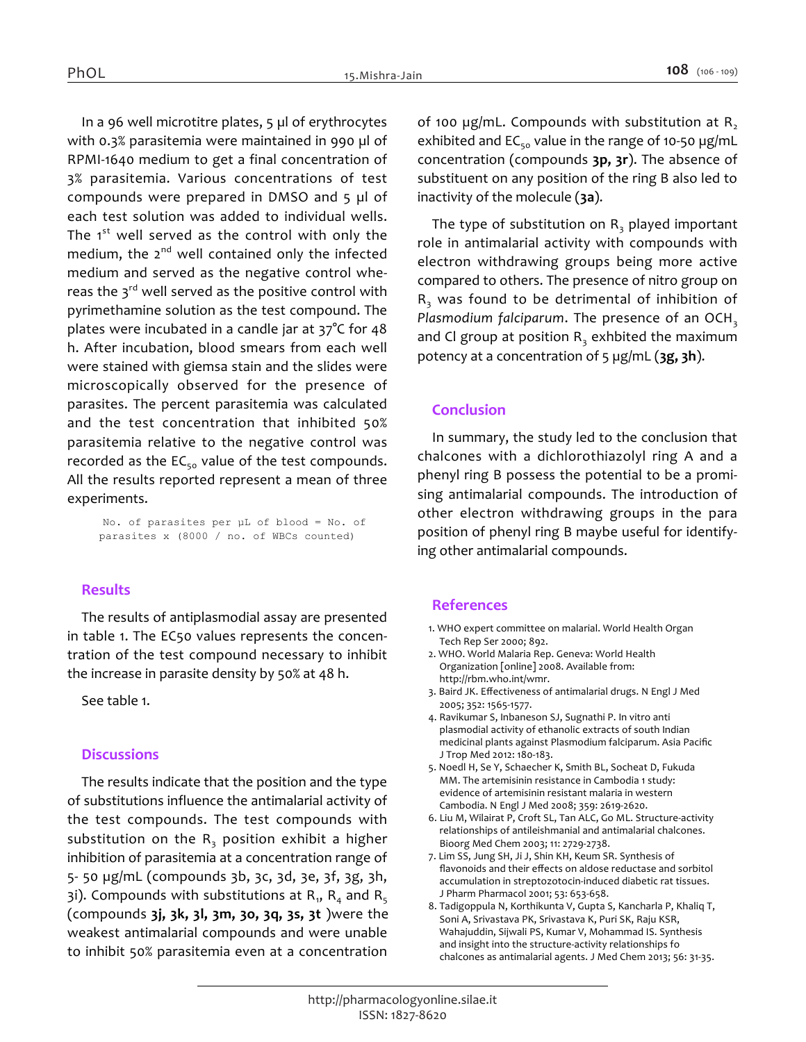In a 96 well microtitre plates, 5 µl of erythrocytes with 0.3% parasitemia were maintained in 990 µl of RPMI-1640 medium to get a final concentration of 3% parasitemia. Various concentrations of test compounds were prepared in DMSO and 5 µl of each test solution was added to individual wells. The 1st well served as the control with only the medium, the 2nd well contained only the infected medium and served as the negative control whereas the 3rd well served as the positive control with pyrimethamine solution as the test compound. The plates were incubated in a candle jar at 37°C for 48 h. After incubation, blood smears from each well were stained with giemsa stain and the slides were microscopically observed for the presence of parasites. The percent parasitemia was calculated and the test concentration that inhibited 50% parasitemia relative to the negative control was recorded as the $EC_{50}$ value of the test compounds. All the results reported represent a mean of three experiments.

```
No. of parasites per µL of blood = No. of
parasites x (8000 / no. of WBCs counted)
```

## Results

The results of antiplasmodial assay are presented in table 1. The EC50 values represents the concentration of the test compound necessary to inhibit the increase in parasite density by 50% at 48 h.

See table 1.

## Discussions

The results indicate that the position and the type of substitutions influence the antimalarial activity of the test compounds. The test compounds with substitution on the $R_3$ position exhibit a higher inhibition of parasitemia at a concentration range of 5- 50 µg/mL (compounds 3b, 3c, 3d, 3e, 3f, 3g, 3h, 3i). Compounds with substitutions at $R_1$, $R_4$ and $R_5$ (compounds **3j, 3k, 3l, 3m, 3o, 3q, 3s, 3t** )were the weakest antimalarial compounds and were unable to inhibit 50% parasitemia even at a concentration of 100 µg/mL. Compounds with substitution at $R_2$ exhibited and $EC_{50}$ value in the range of 10-50 µg/mL concentration (compounds **3p, 3r**). The absence of substituent on any position of the ring B also led to inactivity of the molecule (**3a**).

The type of substitution on $R_3$ played important role in antimalarial activity with compounds with electron withdrawing groups being more active compared to others. The presence of nitro group on $R_3$ was found to be detrimental of inhibition of *Plasmodium falciparum*. The presence of an $OCH_3$ and Cl group at position $R_3$ exhbited the maximum potency at a concentration of 5 µg/mL (**3g, 3h**).

## Conclusion

In summary, the study led to the conclusion that chalcones with a dichlorothiazolyl ring A and a phenyl ring B possess the potential to be a promising antimalarial compounds. The introduction of other electron withdrawing groups in the para position of phenyl ring B maybe useful for identifying other antimalarial compounds.

## References

1. WHO expert committee on malarial. World Health Organ Tech Rep Ser 2000; 892.
2. WHO. World Malaria Rep. Geneva: World Health Organization [online] 2008. Available from: http://rbm.who.int/wmr.
3. Baird JK. Effectiveness of antimalarial drugs. N Engl J Med 2005; 352: 1565-1577.
4. Ravikumar S, Inbaneson SJ, Sugnathi P. In vitro anti plasmodial activity of ethanolic extracts of south Indian medicinal plants against Plasmodium falciparum. Asia Pacific J Trop Med 2012: 180-183.
5. Noedl H, Se Y, Schaecher K, Smith BL, Socheat D, Fukuda MM. The artemisinin resistance in Cambodia 1 study: evidence of artemisinin resistant malaria in western Cambodia. N Engl J Med 2008; 359: 2619-2620.
6. Liu M, Wilairat P, Croft SL, Tan ALC, Go ML. Structure-activity relationships of antileishmanial and antimalarial chalcones. Bioorg Med Chem 2003; 11: 2729-2738.
7. Lim SS, Jung SH, Ji J, Shin KH, Keum SR. Synthesis of flavonoids and their effects on aldose reductase and sorbitol accumulation in streptozotocin-induced diabetic rat tissues. J Pharm Pharmacol 2001; 53: 653-658.
8. Tadigoppula N, Korthikunta V, Gupta S, Kancharla P, Khaliq T, Soni A, Srivastava PK, Srivastava K, Puri SK, Raju KSR, Wahajuddin, Sijwali PS, Kumar V, Mohammad IS. Synthesis and insight into the structure-activity relationships fo chalcones as antimalarial agents. J Med Chem 2013; 56: 31-35.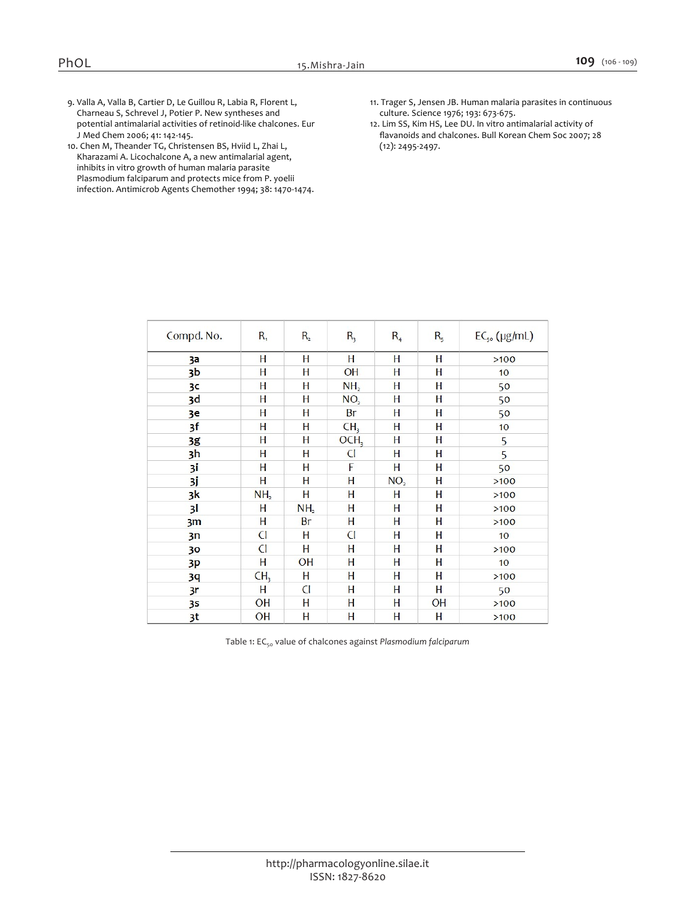9. Valla A, Valla B, Cartier D, Le Guillou R, Labia R, Florent L, Charneau S, Schrevel J, Potier P. New syntheses and potential antimalarial activities of retinoid-like chalcones. Eur J Med Chem 2006; 41: 142-145.
10. Chen M, Theander TG, Christensen BS, Hviid L, Zhai L, Kharazami A. Licochalcone A, a new antimalarial agent, inhibits in vitro growth of human malaria parasite Plasmodium falciparum and protects mice from P. yoelii infection. Antimicrob Agents Chemother 1994; 38: 1470-1474.
11. Trager S, Jensen JB. Human malaria parasites in continuous culture. Science 1976; 193: 673-675.
12. Lim SS, Kim HS, Lee DU. In vitro antimalarial activity of flavanoids and chalcones. Bull Korean Chem Soc 2007; 28 (12): 2495-2497.

| Compd. No. | $R_1$ | $R_2$ | $R_3$ | $R_4$ | $R_5$ | $EC_{50}$ (μg/mL) |
|---|---|---|---|---|---|---|
| **3a** | H | H | H | H | H | >100 |
| **3b** | H | H | OH | H | H | 10 |
| **3c** | H | H | $NH_2$ | H | H | 50 |
| **3d** | H | H | $NO_2$ | H | H | 50 |
| **3e** | H | H | Br | H | H | 50 |
| **3f** | H | H | $CH_3$ | H | H | 10 |
| **3g** | H | H | $OCH_3$ | H | H | 5 |
| **3h** | H | H | Cl | H | H | 5 |
| **3i** | H | H | F | H | H | 50 |
| **3j** | H | H | H | $NO_2$ | H | >100 |
| **3k** | $NH_2$ | H | H | H | H | >100 |
| **3l** | H | $NH_2$ | H | H | H | >100 |
| **3m** | H | Br | H | H | H | >100 |
| **3n** | Cl | H | Cl | H | H | 10 |
| **3o** | Cl | H | H | H | H | >100 |
| **3p** | H | OH | H | H | H | 10 |
| **3q** | $CH_3$ | H | H | H | H | >100 |
| **3r** | H | Cl | H | H | H | 50 |
| **3s** | OH | H | H | H | OH | >100 |
| **3t** | OH | H | H | H | H | >100 |

Table 1: $EC_{50}$ value of chalcones against *Plasmodium falciparum*